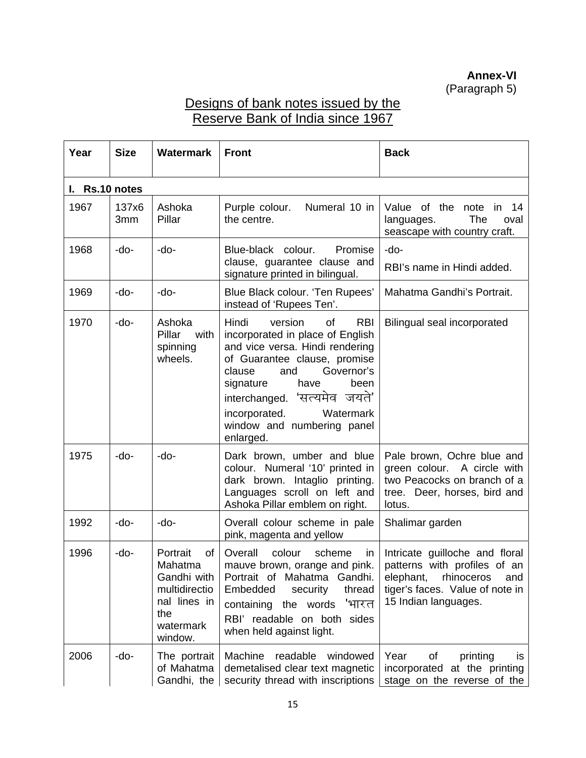**Annex-VI**
(Paragraph 5)

## Designs of bank notes issued by the Reserve Bank of India since 1967

| Year | Size | Watermark | Front | Back |
|---|---|---|---|---|
| **I. Rs.10 notes** | | | | |
| 1967 | 137x63mm | Ashoka Pillar | Purple colour. Numeral 10 in the centre. | Value of the note in 14 languages. The oval seascape with country craft. |
| 1968 | -do- | -do- | Blue-black colour. Promise clause, guarantee clause and signature printed in bilingual. | -do- RBI's name in Hindi added. |
| 1969 | -do- | -do- | Blue Black colour. 'Ten Rupees' instead of 'Rupees Ten'. | Mahatma Gandhi's Portrait. |
| 1970 | -do- | Ashoka Pillar with spinning wheels. | Hindi version of RBI incorporated in place of English and vice versa. Hindi rendering of Guarantee clause, promise clause and Governor's signature have been interchanged. 'सत्यमेव जयते' incorporated. Watermark window and numbering panel enlarged. | Bilingual seal incorporated |
| 1975 | -do- | -do- | Dark brown, umber and blue colour. Numeral '10' printed in dark brown. Intaglio printing. Languages scroll on left and Ashoka Pillar emblem on right. | Pale brown, Ochre blue and green colour. A circle with two Peacocks on branch of a tree. Deer, horses, bird and lotus. |
| 1992 | -do- | -do- | Overall colour scheme in pale pink, magenta and yellow | Shalimar garden |
| 1996 | -do- | Portrait of Mahatma Gandhi with multidirectional lines in the watermark window. | Overall colour scheme in mauve brown, orange and pink. Portrait of Mahatma Gandhi. Embedded security thread containing the words 'भारत RBI' readable on both sides when held against light. | Intricate guilloche and floral patterns with profiles of an elephant, rhinoceros and tiger's faces. Value of note in 15 Indian languages. |
| 2006 | -do- | The portrait of Mahatma Gandhi, the | Machine readable windowed demetalised clear text magnetic security thread with inscriptions | Year of printing is incorporated at the printing stage on the reverse of the |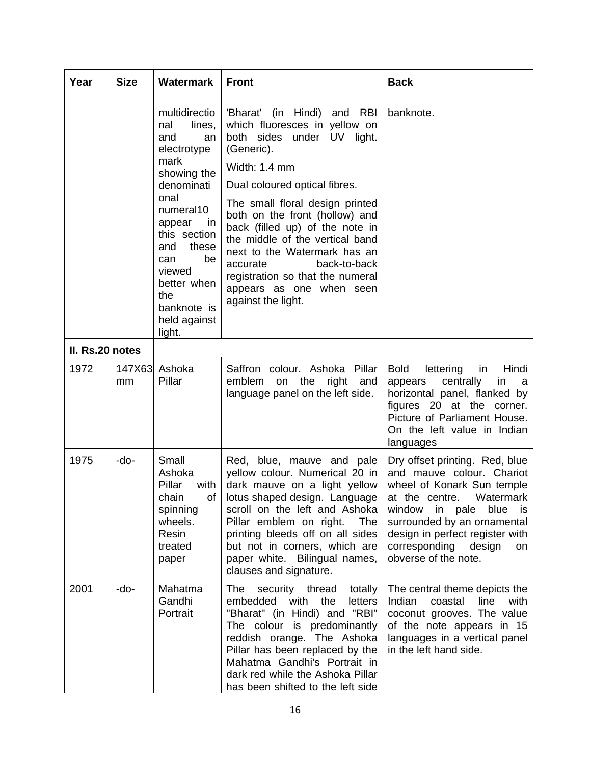| Year | Size | Watermark | Front | Back |
|---|---|---|---|---|
| | | multidirectional lines, and an electrotype mark showing the denominational numeral10 appear in this section and these can be viewed better when the banknote is held against light. | 'Bharat' (in Hindi) and RBI which fluoresces in yellow on both sides under UV light. (Generic).<br><br>Width: 1.4 mm<br><br>Dual coloured optical fibres.<br><br>The small floral design printed both on the front (hollow) and back (filled up) of the note in the middle of the vertical band next to the Watermark has an accurate back-to-back registration so that the numeral appears as one when seen against the light. | banknote. |
| **II. Rs.20 notes** | | | | |
| 1972 | 147X63 mm | Ashoka Pillar | Saffron colour. Ashoka Pillar emblem on the right and language panel on the left side. | Bold lettering in Hindi appears centrally in a horizontal panel, flanked by figures 20 at the corner. Picture of Parliament House. On the left value in Indian languages |
| 1975 | -do- | Small Ashoka Pillar with chain of spinning wheels. Resin treated paper | Red, blue, mauve and pale yellow colour. Numerical 20 in dark mauve on a light yellow lotus shaped design. Language scroll on the left and Ashoka Pillar emblem on right. The printing bleeds off on all sides but not in corners, which are paper white. Bilingual names, clauses and signature. | Dry offset printing. Red, blue and mauve colour. Chariot wheel of Konark Sun temple at the centre. Watermark window in pale blue is surrounded by an ornamental design in perfect register with corresponding design on obverse of the note. |
| 2001 | -do- | Mahatma Gandhi Portrait | The security thread totally embedded with the letters "Bharat" (in Hindi) and "RBI" The colour is predominantly reddish orange. The Ashoka Pillar has been replaced by the Mahatma Gandhi's Portrait in dark red while the Ashoka Pillar has been shifted to the left side | The central theme depicts the Indian coastal line with coconut grooves. The value of the note appears in 15 languages in a vertical panel in the left hand side. |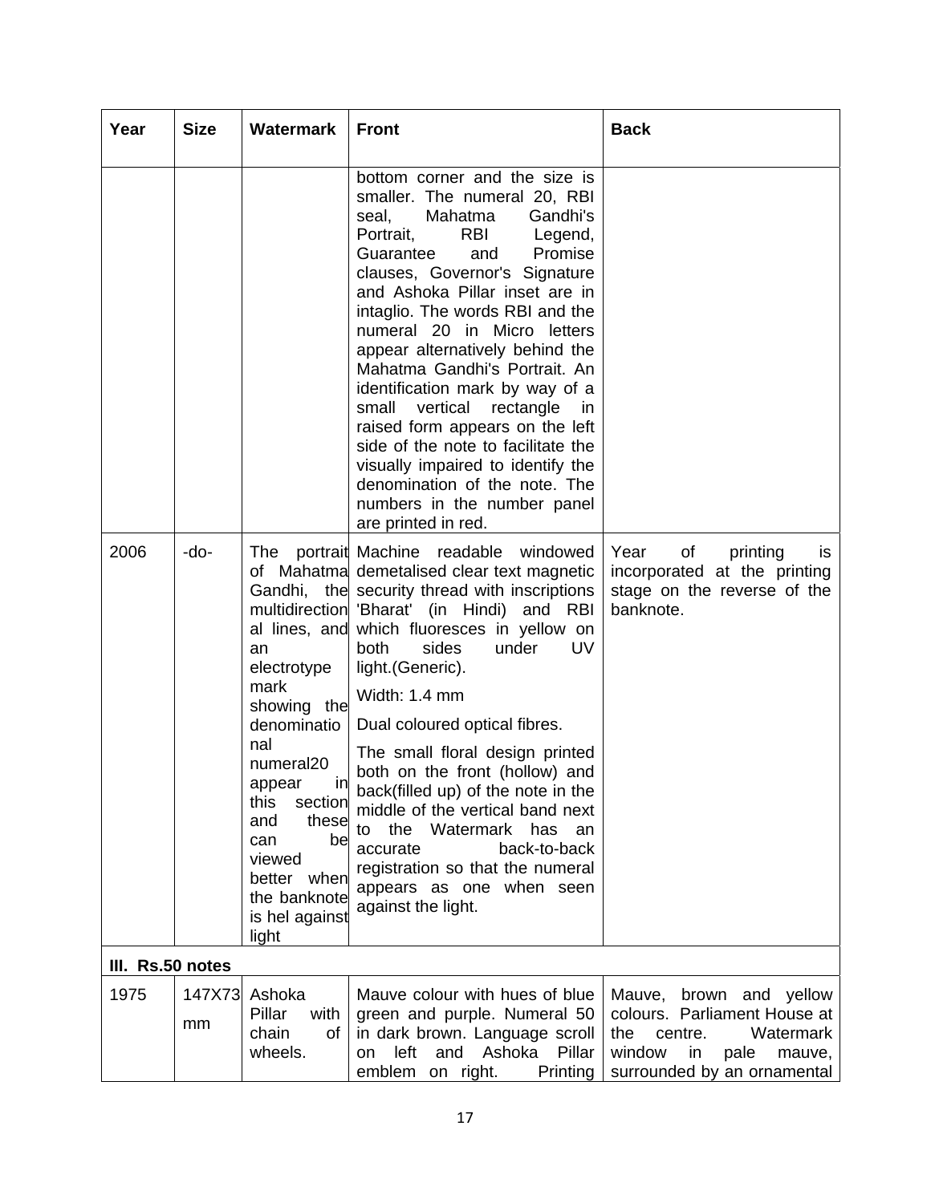| Year | Size | Watermark | Front | Back |
|---|---|---|---|---|
| | | | bottom corner and the size is smaller. The numeral 20, RBI seal, Mahatma Gandhi's Portrait, RBI Legend, Guarantee and Promise clauses, Governor's Signature and Ashoka Pillar inset are in intaglio. The words RBI and the numeral 20 in Micro letters appear alternatively behind the Mahatma Gandhi's Portrait. An identification mark by way of a small vertical rectangle in raised form appears on the left side of the note to facilitate the visually impaired to identify the denomination of the note. The numbers in the number panel are printed in red. | |
| 2006 | -do- | The portrait of Mahatma Gandhi, the multidirectional lines, and an electrotype mark showing the denominational numeral20 appear in this section and these can be viewed better when the banknote is hel against light | Machine readable windowed demetalised clear text magnetic security thread with inscriptions 'Bharat' (in Hindi) and RBI which fluoresces in yellow on both sides under UV light.(Generic).<br><br>Width: 1.4 mm<br><br>Dual coloured optical fibres.<br><br>The small floral design printed both on the front (hollow) and back(filled up) of the note in the middle of the vertical band next to the Watermark has an accurate back-to-back registration so that the numeral appears as one when seen against the light. | Year of printing is incorporated at the printing stage on the reverse of the banknote. |
| **III. Rs.50 notes** | | | | |
| 1975 | 147X73 mm | Ashoka Pillar with chain of wheels. | Mauve colour with hues of blue green and purple. Numeral 50 in dark brown. Language scroll on left and Ashoka Pillar emblem on right. Printing | Mauve, brown and yellow colours. Parliament House at the centre. Watermark window in pale mauve, surrounded by an ornamental |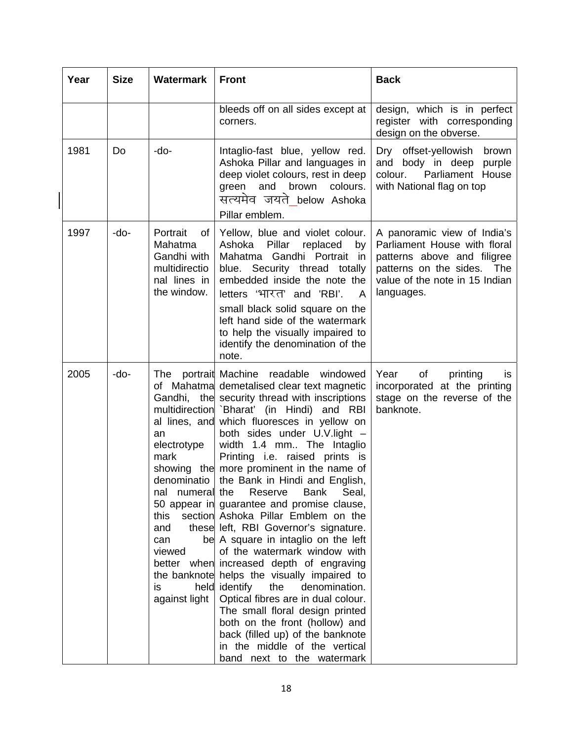| Year | Size | Watermark | Front | Back |
|---|---|---|---|---|
| | | | bleeds off on all sides except at corners. | design, which is in perfect register with corresponding design on the obverse. |
| 1981 | Do | -do- | Intaglio-fast blue, yellow red. Ashoka Pillar and languages in deep violet colours, rest in deep green and brown colours. सत्यमेव जयते below Ashoka Pillar emblem. | Dry offset-yellowish brown and body in deep purple colour. Parliament House with National flag on top |
| 1997 | -do- | Portrait of Mahatma Gandhi with multidirectional lines in the window. | Yellow, blue and violet colour. Ashoka Pillar replaced by Mahatma Gandhi Portrait in blue. Security thread totally embedded inside the note the letters 'भारत' and 'RBI'. A small black solid square on the left hand side of the watermark to help the visually impaired to identify the denomination of the note. | A panoramic view of India's Parliament House with floral patterns above and filigree patterns on the sides. The value of the note in 15 Indian languages. |
| 2005 | -do- | The portrait of Mahatma Gandhi, the multidirectional lines, and an electrotype mark showing the denominational numeral 50 appear in this section and these can be viewed better when the banknote is held against light | Machine readable windowed demetalised clear text magnetic security thread with inscriptions `Bharat' (in Hindi) and RBI which fluoresces in yellow on both sides under U.V.light – width 1.4 mm.. The Intaglio Printing i.e. raised prints is more prominent in the name of the Bank in Hindi and English, the Reserve Bank Seal, guarantee and promise clause, Ashoka Pillar Emblem on the left, RBI Governor's signature. A square in intaglio on the left of the watermark window with increased depth of engraving helps the visually impaired to identify the denomination. Optical fibres are in dual colour. The small floral design printed both on the front (hollow) and back (filled up) of the banknote in the middle of the vertical band next to the watermark | Year of printing is incorporated at the printing stage on the reverse of the banknote. |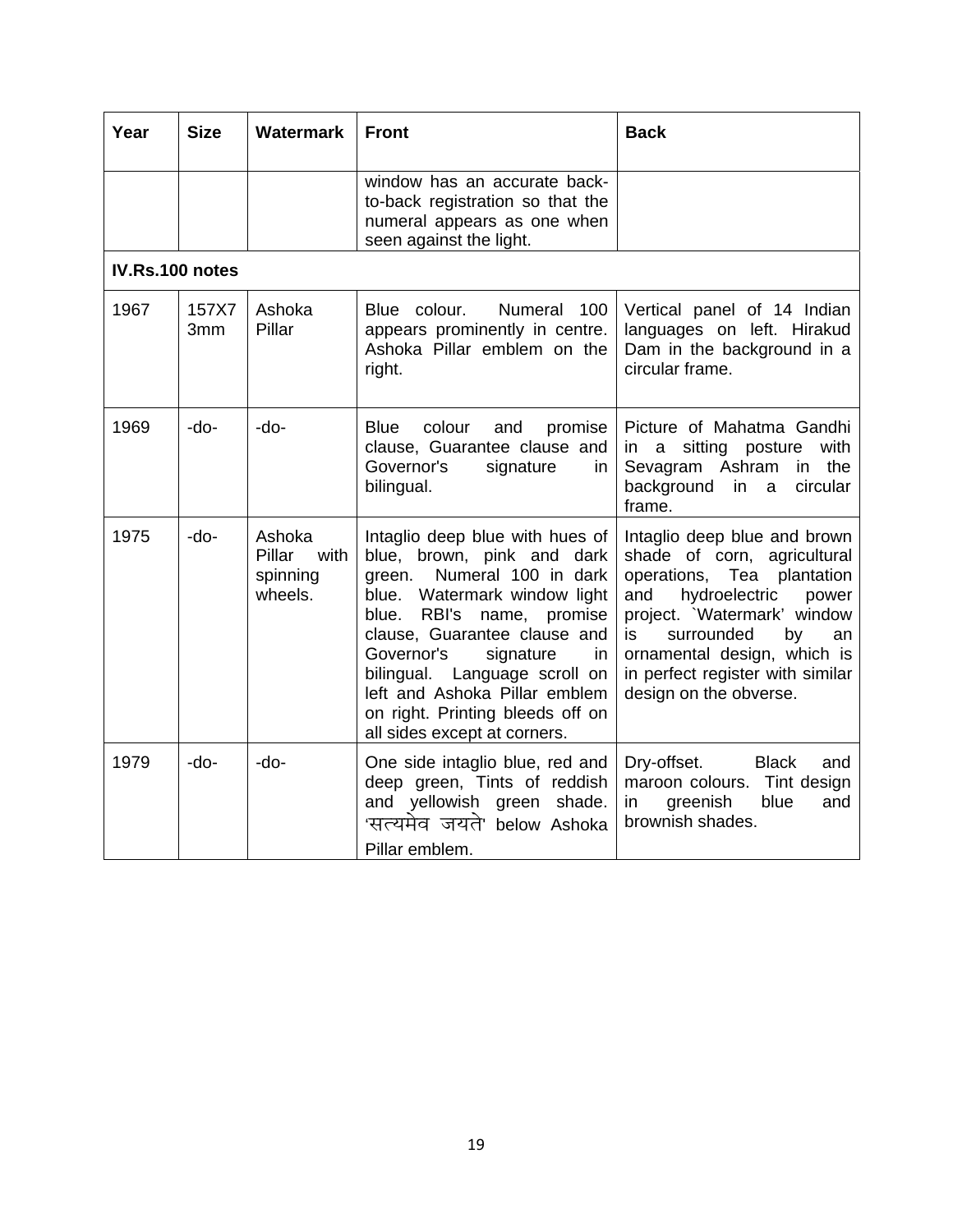| Year | Size | Watermark | Front | Back |
|---|---|---|---|---|
| | | | window has an accurate back-to-back registration so that the numeral appears as one when seen against the light. | |
| **IV.Rs.100 notes** | | | | |
| 1967 | 157X73mm | Ashoka Pillar | Blue colour. Numeral 100 appears prominently in centre. Ashoka Pillar emblem on the right. | Vertical panel of 14 Indian languages on left. Hirakud Dam in the background in a circular frame. |
| 1969 | -do- | -do- | Blue colour and promise clause, Guarantee clause and Governor's signature in bilingual. | Picture of Mahatma Gandhi in a sitting posture with Sevagram Ashram in the background in a circular frame. |
| 1975 | -do- | Ashoka Pillar with spinning wheels. | Intaglio deep blue with hues of blue, brown, pink and dark green. Numeral 100 in dark blue. Watermark window light blue. RBI's name, promise clause, Guarantee clause and Governor's signature in bilingual. Language scroll on left and Ashoka Pillar emblem on right. Printing bleeds off on all sides except at corners. | Intaglio deep blue and brown shade of corn, agricultural operations, Tea plantation and hydroelectric power project. `Watermark' window is surrounded by an ornamental design, which is in perfect register with similar design on the obverse. |
| 1979 | -do- | -do- | One side intaglio blue, red and deep green, Tints of reddish and yellowish green shade. 'सत्यमेव जयते' below Ashoka Pillar emblem. | Dry-offset. Black and maroon colours. Tint design in greenish blue and brownish shades. |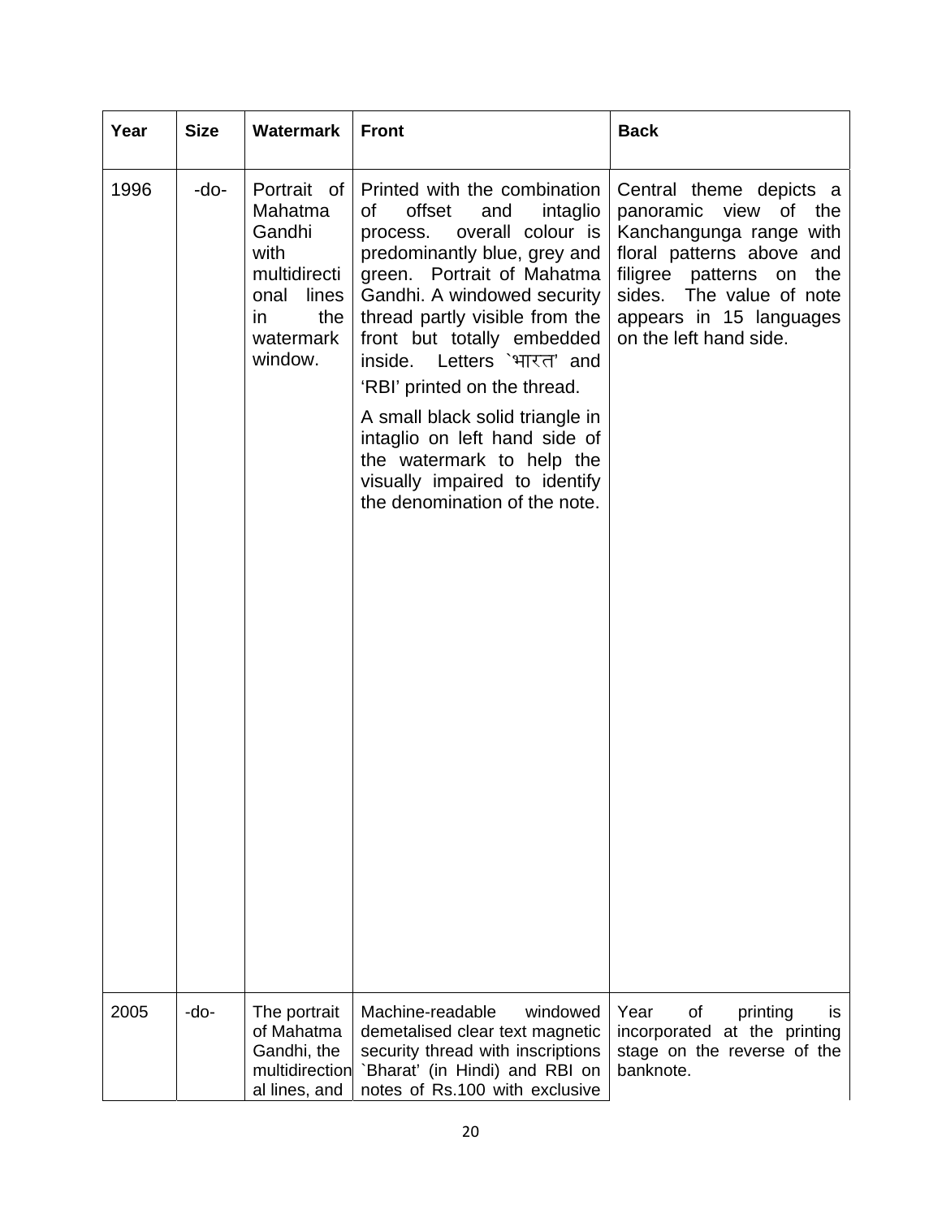| Year | Size | Watermark | Front | Back |
|---|---|---|---|---|
| 1996 | -do- | Portrait of Mahatma Gandhi with multidirectional lines in the watermark window. | Printed with the combination of offset and intaglio process. overall colour is predominantly blue, grey and green. Portrait of Mahatma Gandhi. A windowed security thread partly visible from the front but totally embedded inside. Letters `भारत' and 'RBI' printed on the thread. A small black solid triangle in intaglio on left hand side of the watermark to help the visually impaired to identify the denomination of the note. | Central theme depicts a panoramic view of the Kanchangunga range with floral patterns above and filigree patterns on the sides. The value of note appears in 15 languages on the left hand side. |
| 2005 | -do- | The portrait of Mahatma Gandhi, the multidirectional lines, and | Machine-readable windowed demetalised clear text magnetic security thread with inscriptions `Bharat' (in Hindi) and RBI on notes of Rs.100 with exclusive | Year of printing is incorporated at the printing stage on the reverse of the banknote. |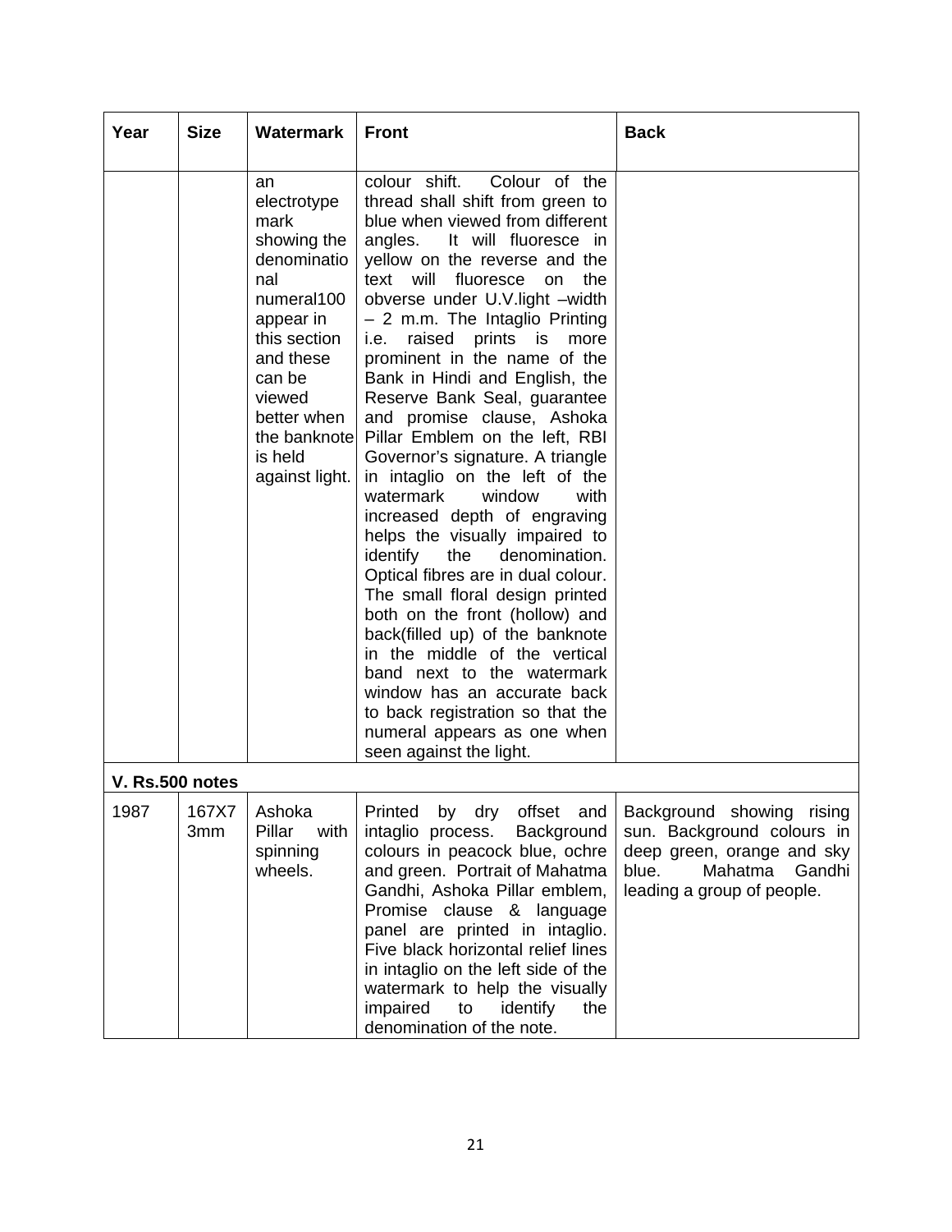| Year | Size | Watermark | Front | Back |
|---|---|---|---|---|
| | | an electrotype mark showing the denominational numeral100 appear in this section and these can be viewed better when the banknote is held against light. | colour shift. Colour of the thread shall shift from green to blue when viewed from different angles. It will fluoresce in yellow on the reverse and the text will fluoresce on the obverse under U.V.light –width – 2 m.m. The Intaglio Printing i.e. raised prints is more prominent in the name of the Bank in Hindi and English, the Reserve Bank Seal, guarantee and promise clause, Ashoka Pillar Emblem on the left, RBI Governor's signature. A triangle in intaglio on the left of the watermark window with increased depth of engraving helps the visually impaired to identify the denomination. Optical fibres are in dual colour. The small floral design printed both on the front (hollow) and back(filled up) of the banknote in the middle of the vertical band next to the watermark window has an accurate back to back registration so that the numeral appears as one when seen against the light. | |
| **V. Rs.500 notes** | | | | |
| 1987 | 167X73mm | Ashoka Pillar with spinning wheels. | Printed by dry offset and intaglio process. Background colours in peacock blue, ochre and green. Portrait of Mahatma Gandhi, Ashoka Pillar emblem, Promise clause & language panel are printed in intaglio. Five black horizontal relief lines in intaglio on the left side of the watermark to help the visually impaired to identify the denomination of the note. | Background showing rising sun. Background colours in deep green, orange and sky blue. Mahatma Gandhi leading a group of people. |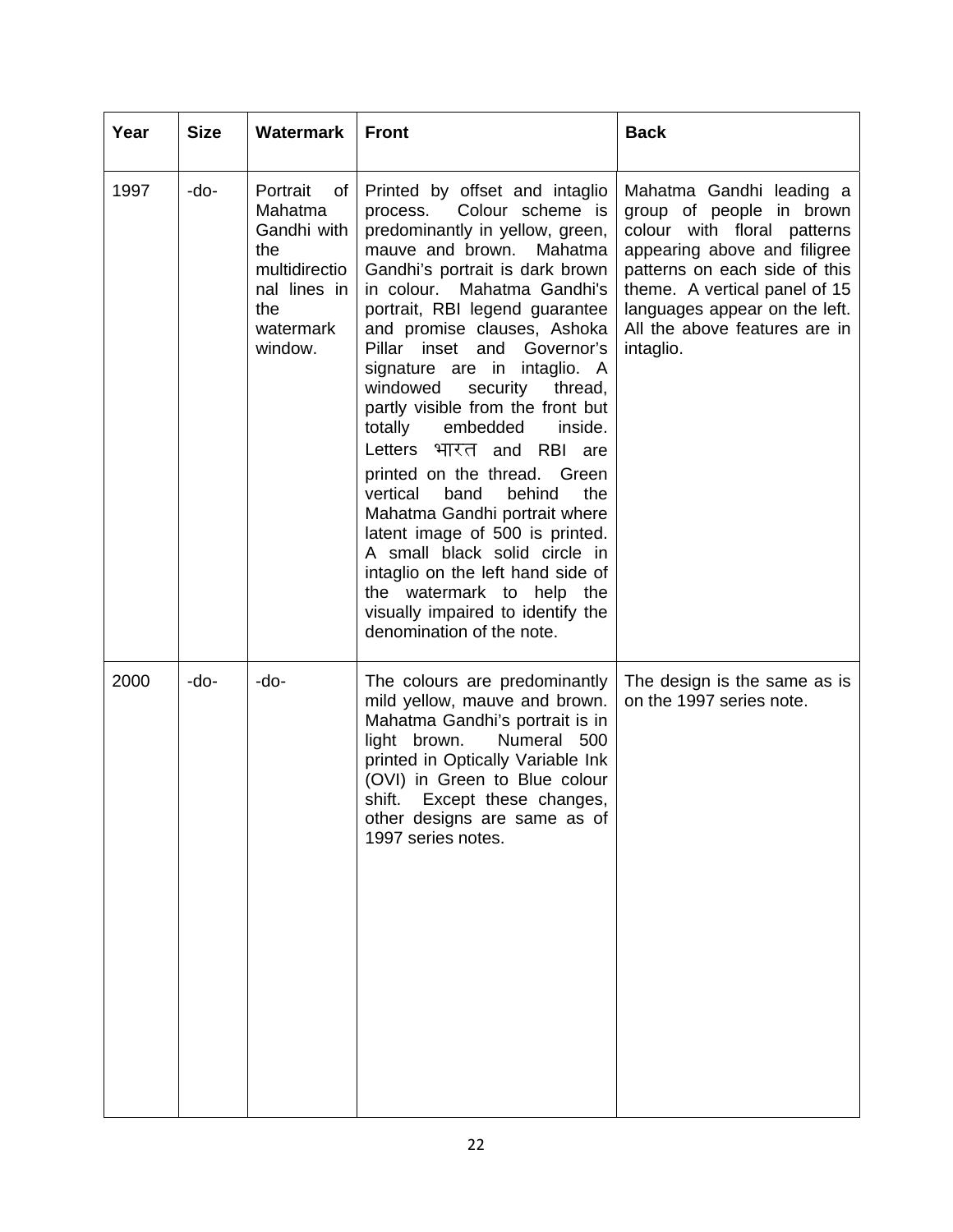| Year | Size | Watermark | Front | Back |
|---|---|---|---|---|
| 1997 | -do- | Portrait of Mahatma Gandhi with the multidirectional lines in the watermark window. | Printed by offset and intaglio process. Colour scheme is predominantly in yellow, green, mauve and brown. Mahatma Gandhi's portrait is dark brown in colour. Mahatma Gandhi's portrait, RBI legend guarantee and promise clauses, Ashoka Pillar inset and Governor's signature are in intaglio. A windowed security thread, partly visible from the front but totally embedded inside. Letters भारत and RBI are printed on the thread. Green vertical band behind the Mahatma Gandhi portrait where latent image of 500 is printed. A small black solid circle in intaglio on the left hand side of the watermark to help the visually impaired to identify the denomination of the note. | Mahatma Gandhi leading a group of people in brown colour with floral patterns appearing above and filigree patterns on each side of this theme. A vertical panel of 15 languages appear on the left. All the above features are in intaglio. |
| 2000 | -do- | -do- | The colours are predominantly mild yellow, mauve and brown. Mahatma Gandhi's portrait is in light brown. Numeral 500 printed in Optically Variable Ink (OVI) in Green to Blue colour shift. Except these changes, other designs are same as of 1997 series notes. | The design is the same as is on the 1997 series note. |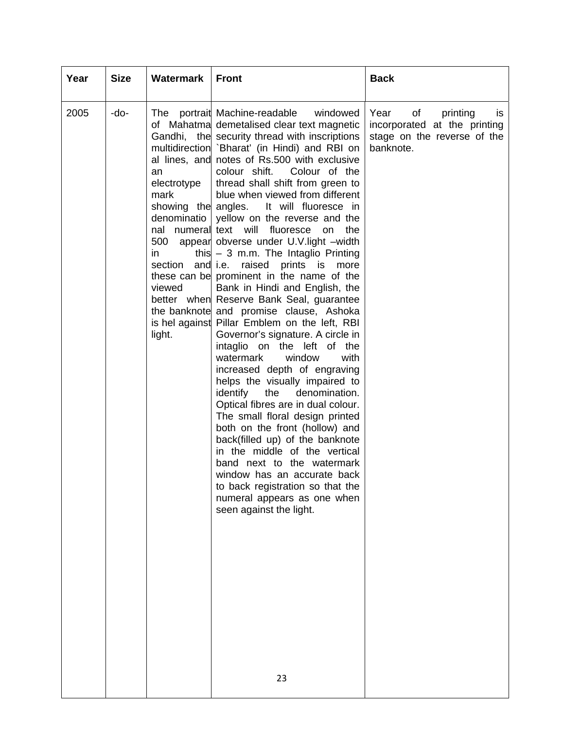| Year | Size | Watermark | Front | Back |
|---|---|---|---|---|
| 2005 | -do- | The portrait of Mahatma Gandhi, the multidirectional lines, and an electrotype mark showing the denominational numeral 500 appear in this section and these can be viewed better when the banknote is hel against light. | Machine-readable windowed demetalised clear text magnetic security thread with inscriptions `Bharat' (in Hindi) and RBI on notes of Rs.500 with exclusive colour shift. Colour of the thread shall shift from green to blue when viewed from different angles. It will fluoresce in yellow on the reverse and the text will fluoresce on the obverse under U.V.light –width – 3 m.m. The Intaglio Printing i.e. raised prints is more prominent in the name of the Bank in Hindi and English, the Reserve Bank Seal, guarantee and promise clause, Ashoka Pillar Emblem on the left, RBI Governor's signature. A circle in intaglio on the left of the watermark window with increased depth of engraving helps the visually impaired to identify the denomination. Optical fibres are in dual colour. The small floral design printed both on the front (hollow) and back(filled up) of the banknote in the middle of the vertical band next to the watermark window has an accurate back to back registration so that the numeral appears as one when seen against the light. | Year of printing is incorporated at the printing stage on the reverse of the banknote. |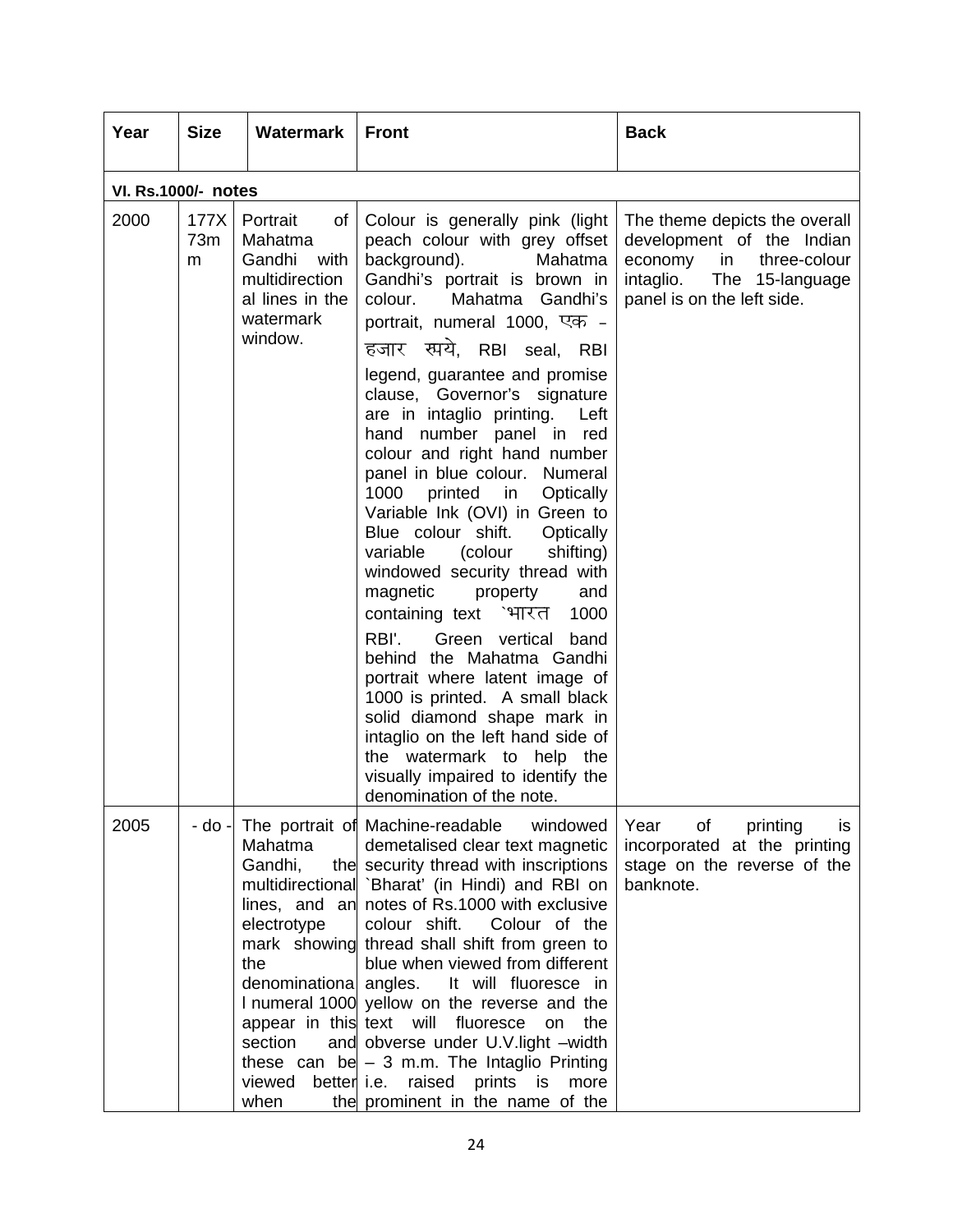| Year | Size | Watermark | Front | Back |
|---|---|---|---|---|
| **VI. Rs.1000/- notes** | | | | |
| 2000 | 177X 73mm | Portrait of Mahatma Gandhi with multidirectional lines in the watermark window. | Colour is generally pink (light peach colour with grey offset background). Mahatma Gandhi's portrait is brown in colour. Mahatma Gandhi's portrait, numeral 1000, एक - हजार रुपये, RBI seal, RBI legend, guarantee and promise clause, Governor's signature are in intaglio printing. Left hand number panel in red colour and right hand number panel in blue colour. Numeral 1000 printed in Optically Variable Ink (OVI) in Green to Blue colour shift. Optically variable (colour shifting) windowed security thread with magnetic property and containing text `भारत 1000 RBI'. Green vertical band behind the Mahatma Gandhi portrait where latent image of 1000 is printed. A small black solid diamond shape mark in intaglio on the left hand side of the watermark to help the visually impaired to identify the denomination of the note. | The theme depicts the overall development of the Indian economy in three-colour intaglio. The 15-language panel is on the left side. |
| 2005 | - do - | The portrait of Mahatma Gandhi, the multidirectional lines, and an electrotype mark showing the denominational numeral 1000 appear in this section and these can be viewed better when the | Machine-readable windowed demetalised clear text magnetic security thread with inscriptions `Bharat' (in Hindi) and RBI on notes of Rs.1000 with exclusive colour shift. Colour of the thread shall shift from green to blue when viewed from different angles. It will fluoresce in yellow on the reverse and the text will fluoresce on the obverse under U.V.light –width – 3 m.m. The Intaglio Printing i.e. raised prints is more prominent in the name of the | Year of printing is incorporated at the printing stage on the reverse of the banknote. |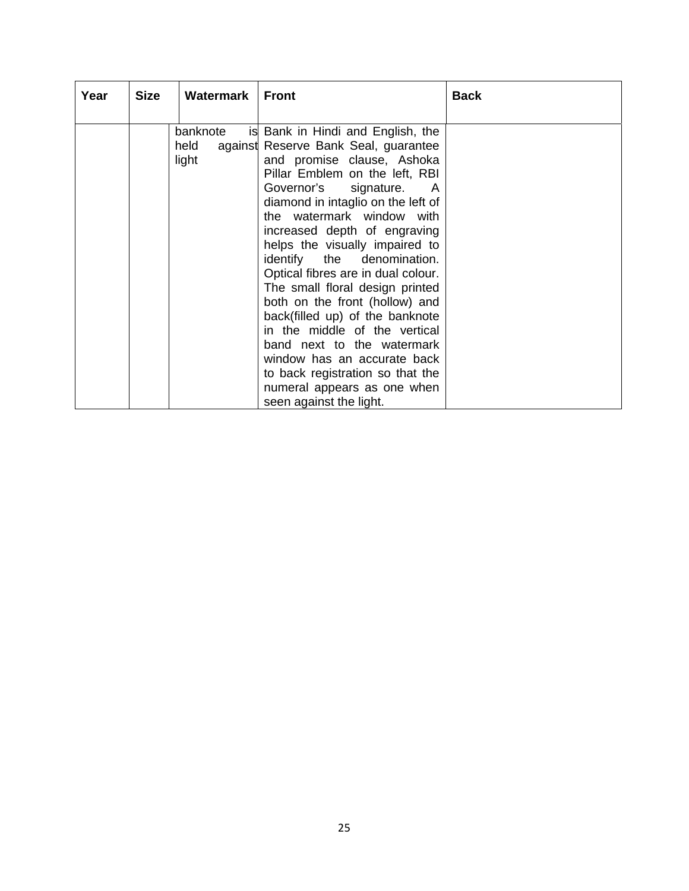| Year | Size | Watermark | Front | Back |
|---|---|---|---|---|
| | | banknote is held against light | Bank in Hindi and English, the Reserve Bank Seal, guarantee and promise clause, Ashoka Pillar Emblem on the left, RBI Governor's signature. A diamond in intaglio on the left of the watermark window with increased depth of engraving helps the visually impaired to identify the denomination. Optical fibres are in dual colour. The small floral design printed both on the front (hollow) and back(filled up) of the banknote in the middle of the vertical band next to the watermark window has an accurate back to back registration so that the numeral appears as one when seen against the light. | |